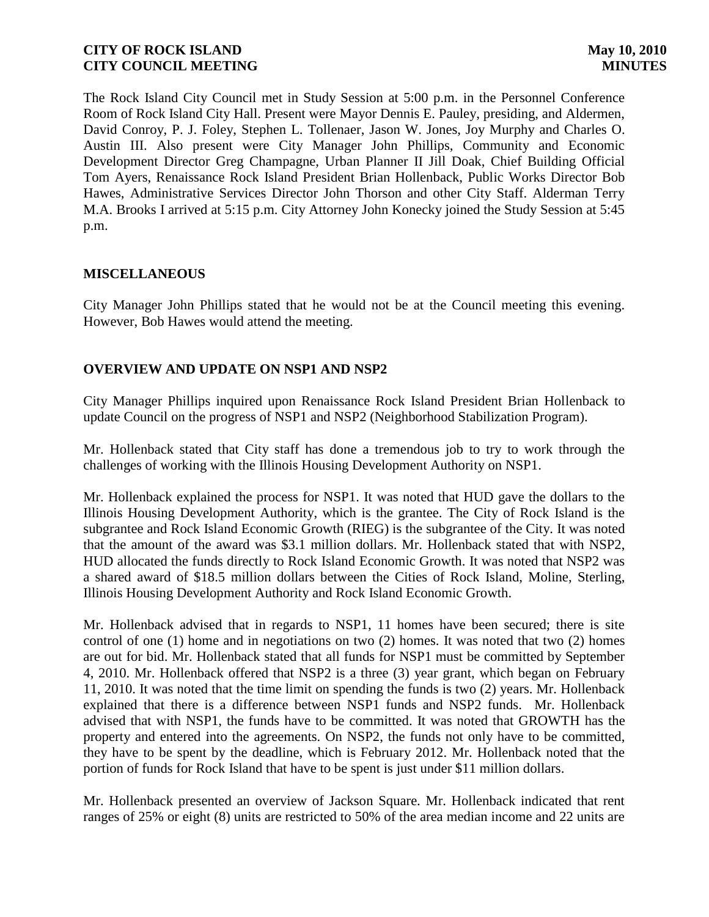**CITY OF ROCK ISLAND** **May 10, 2010**
**CITY COUNCIL MEETING** **MINUTES**

The Rock Island City Council met in Study Session at 5:00 p.m. in the Personnel Conference Room of Rock Island City Hall. Present were Mayor Dennis E. Pauley, presiding, and Aldermen, David Conroy, P. J. Foley, Stephen L. Tollenaer, Jason W. Jones, Joy Murphy and Charles O. Austin III. Also present were City Manager John Phillips, Community and Economic Development Director Greg Champagne, Urban Planner II Jill Doak, Chief Building Official Tom Ayers, Renaissance Rock Island President Brian Hollenback, Public Works Director Bob Hawes, Administrative Services Director John Thorson and other City Staff. Alderman Terry M.A. Brooks I arrived at 5:15 p.m. City Attorney John Konecky joined the Study Session at 5:45 p.m.

## MISCELLANEOUS

City Manager John Phillips stated that he would not be at the Council meeting this evening. However, Bob Hawes would attend the meeting.

## OVERVIEW AND UPDATE ON NSP1 AND NSP2

City Manager Phillips inquired upon Renaissance Rock Island President Brian Hollenback to update Council on the progress of NSP1 and NSP2 (Neighborhood Stabilization Program).

Mr. Hollenback stated that City staff has done a tremendous job to try to work through the challenges of working with the Illinois Housing Development Authority on NSP1.

Mr. Hollenback explained the process for NSP1. It was noted that HUD gave the dollars to the Illinois Housing Development Authority, which is the grantee. The City of Rock Island is the subgrantee and Rock Island Economic Growth (RIEG) is the subgrantee of the City. It was noted that the amount of the award was $3.1 million dollars. Mr. Hollenback stated that with NSP2, HUD allocated the funds directly to Rock Island Economic Growth. It was noted that NSP2 was a shared award of $18.5 million dollars between the Cities of Rock Island, Moline, Sterling, Illinois Housing Development Authority and Rock Island Economic Growth.

Mr. Hollenback advised that in regards to NSP1, 11 homes have been secured; there is site control of one (1) home and in negotiations on two (2) homes. It was noted that two (2) homes are out for bid. Mr. Hollenback stated that all funds for NSP1 must be committed by September 4, 2010. Mr. Hollenback offered that NSP2 is a three (3) year grant, which began on February 11, 2010. It was noted that the time limit on spending the funds is two (2) years. Mr. Hollenback explained that there is a difference between NSP1 funds and NSP2 funds. Mr. Hollenback advised that with NSP1, the funds have to be committed. It was noted that GROWTH has the property and entered into the agreements. On NSP2, the funds not only have to be committed, they have to be spent by the deadline, which is February 2012. Mr. Hollenback noted that the portion of funds for Rock Island that have to be spent is just under $11 million dollars.

Mr. Hollenback presented an overview of Jackson Square. Mr. Hollenback indicated that rent ranges of 25% or eight (8) units are restricted to 50% of the area median income and 22 units are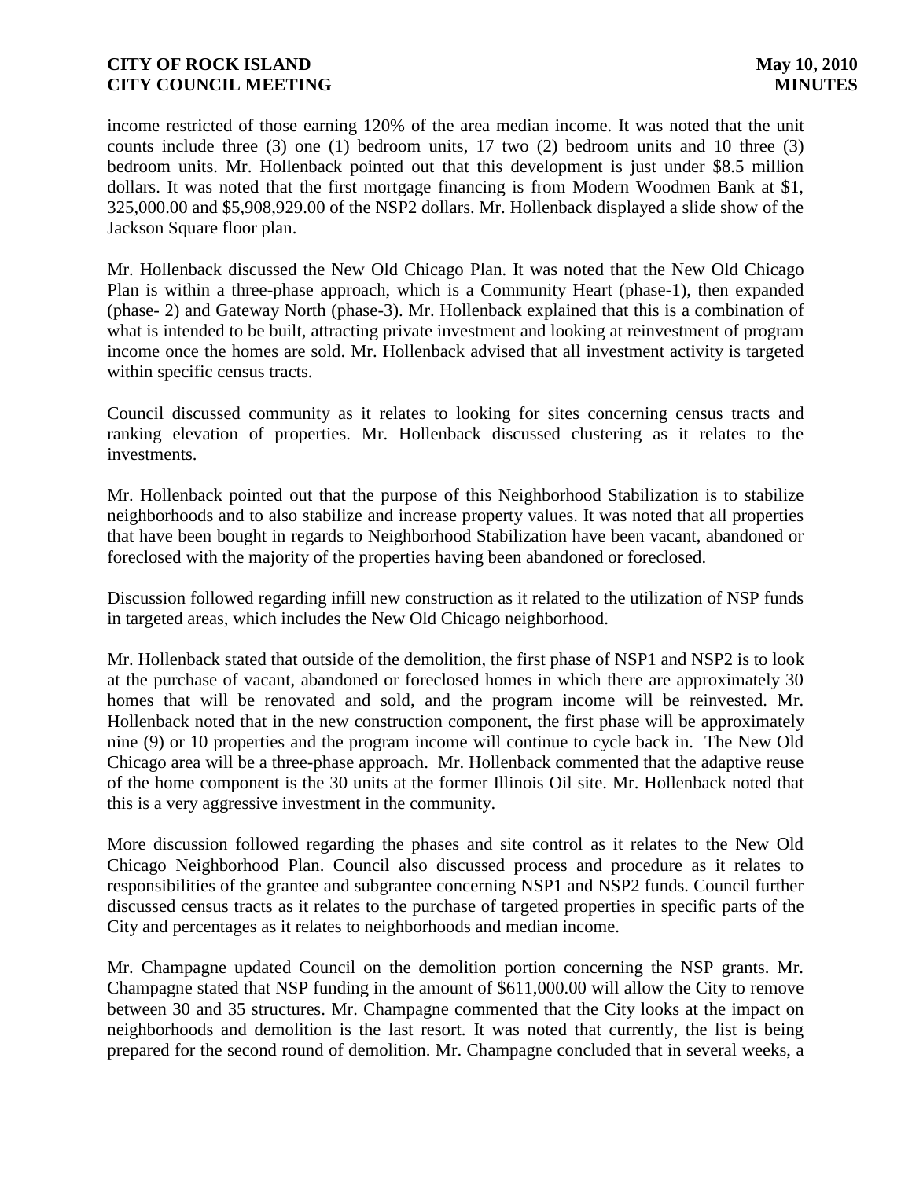income restricted of those earning 120% of the area median income. It was noted that the unit counts include three (3) one (1) bedroom units, 17 two (2) bedroom units and 10 three (3) bedroom units. Mr. Hollenback pointed out that this development is just under $8.5 million dollars. It was noted that the first mortgage financing is from Modern Woodmen Bank at $1, 325,000.00 and $5,908,929.00 of the NSP2 dollars. Mr. Hollenback displayed a slide show of the Jackson Square floor plan.

Mr. Hollenback discussed the New Old Chicago Plan. It was noted that the New Old Chicago Plan is within a three-phase approach, which is a Community Heart (phase-1), then expanded (phase- 2) and Gateway North (phase-3). Mr. Hollenback explained that this is a combination of what is intended to be built, attracting private investment and looking at reinvestment of program income once the homes are sold. Mr. Hollenback advised that all investment activity is targeted within specific census tracts.

Council discussed community as it relates to looking for sites concerning census tracts and ranking elevation of properties. Mr. Hollenback discussed clustering as it relates to the investments.

Mr. Hollenback pointed out that the purpose of this Neighborhood Stabilization is to stabilize neighborhoods and to also stabilize and increase property values. It was noted that all properties that have been bought in regards to Neighborhood Stabilization have been vacant, abandoned or foreclosed with the majority of the properties having been abandoned or foreclosed.

Discussion followed regarding infill new construction as it related to the utilization of NSP funds in targeted areas, which includes the New Old Chicago neighborhood.

Mr. Hollenback stated that outside of the demolition, the first phase of NSP1 and NSP2 is to look at the purchase of vacant, abandoned or foreclosed homes in which there are approximately 30 homes that will be renovated and sold, and the program income will be reinvested. Mr. Hollenback noted that in the new construction component, the first phase will be approximately nine (9) or 10 properties and the program income will continue to cycle back in. The New Old Chicago area will be a three-phase approach. Mr. Hollenback commented that the adaptive reuse of the home component is the 30 units at the former Illinois Oil site. Mr. Hollenback noted that this is a very aggressive investment in the community.

More discussion followed regarding the phases and site control as it relates to the New Old Chicago Neighborhood Plan. Council also discussed process and procedure as it relates to responsibilities of the grantee and subgrantee concerning NSP1 and NSP2 funds. Council further discussed census tracts as it relates to the purchase of targeted properties in specific parts of the City and percentages as it relates to neighborhoods and median income.

Mr. Champagne updated Council on the demolition portion concerning the NSP grants. Mr. Champagne stated that NSP funding in the amount of $611,000.00 will allow the City to remove between 30 and 35 structures. Mr. Champagne commented that the City looks at the impact on neighborhoods and demolition is the last resort. It was noted that currently, the list is being prepared for the second round of demolition. Mr. Champagne concluded that in several weeks, a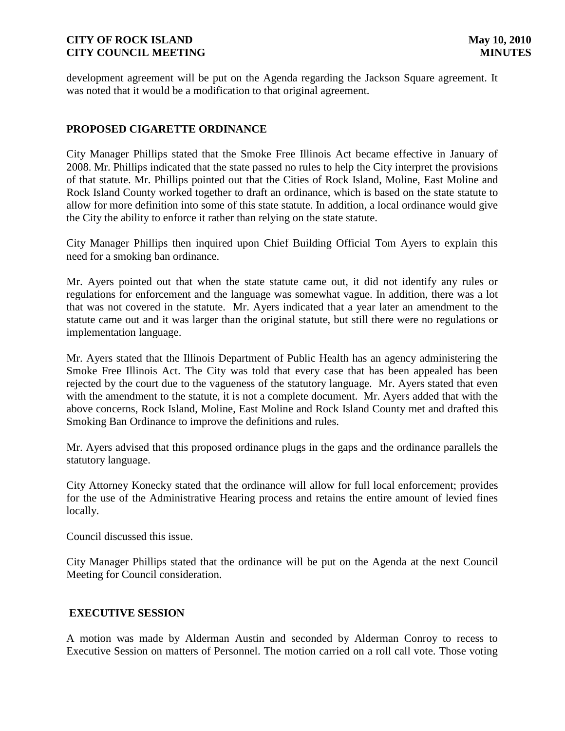development agreement will be put on the Agenda regarding the Jackson Square agreement. It was noted that it would be a modification to that original agreement.

## PROPOSED CIGARETTE ORDINANCE

City Manager Phillips stated that the Smoke Free Illinois Act became effective in January of 2008. Mr. Phillips indicated that the state passed no rules to help the City interpret the provisions of that statute. Mr. Phillips pointed out that the Cities of Rock Island, Moline, East Moline and Rock Island County worked together to draft an ordinance, which is based on the state statute to allow for more definition into some of this state statute. In addition, a local ordinance would give the City the ability to enforce it rather than relying on the state statute.

City Manager Phillips then inquired upon Chief Building Official Tom Ayers to explain this need for a smoking ban ordinance.

Mr. Ayers pointed out that when the state statute came out, it did not identify any rules or regulations for enforcement and the language was somewhat vague. In addition, there was a lot that was not covered in the statute. Mr. Ayers indicated that a year later an amendment to the statute came out and it was larger than the original statute, but still there were no regulations or implementation language.

Mr. Ayers stated that the Illinois Department of Public Health has an agency administering the Smoke Free Illinois Act. The City was told that every case that has been appealed has been rejected by the court due to the vagueness of the statutory language. Mr. Ayers stated that even with the amendment to the statute, it is not a complete document. Mr. Ayers added that with the above concerns, Rock Island, Moline, East Moline and Rock Island County met and drafted this Smoking Ban Ordinance to improve the definitions and rules.

Mr. Ayers advised that this proposed ordinance plugs in the gaps and the ordinance parallels the statutory language.

City Attorney Konecky stated that the ordinance will allow for full local enforcement; provides for the use of the Administrative Hearing process and retains the entire amount of levied fines locally.

Council discussed this issue.

City Manager Phillips stated that the ordinance will be put on the Agenda at the next Council Meeting for Council consideration.

## EXECUTIVE SESSION

A motion was made by Alderman Austin and seconded by Alderman Conroy to recess to Executive Session on matters of Personnel. The motion carried on a roll call vote. Those voting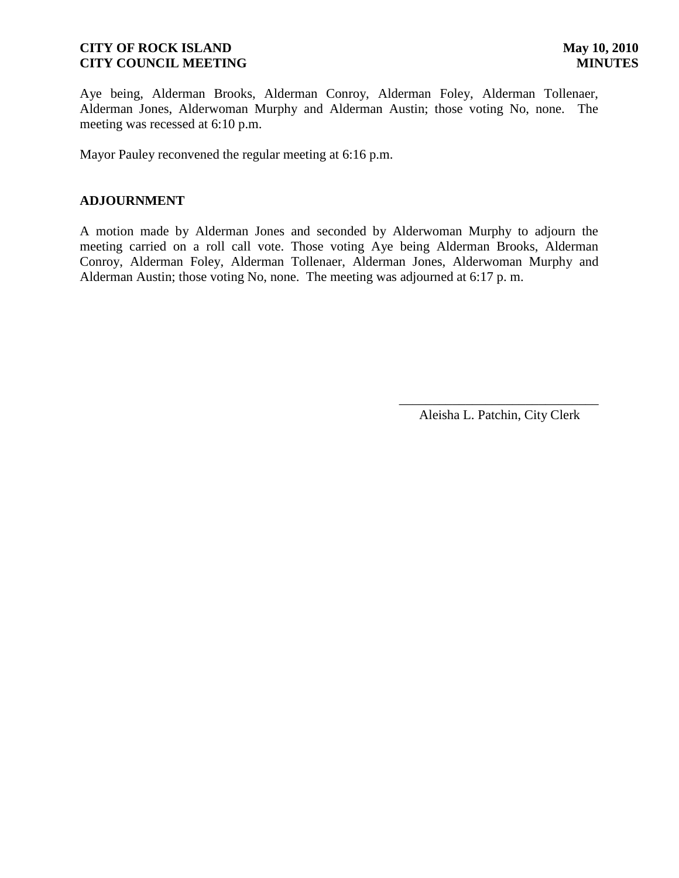Aye being, Alderman Brooks, Alderman Conroy, Alderman Foley, Alderman Tollenaer, Alderman Jones, Alderwoman Murphy and Alderman Austin; those voting No, none. The meeting was recessed at 6:10 p.m.

Mayor Pauley reconvened the regular meeting at 6:16 p.m.

**ADJOURNMENT**

A motion made by Alderman Jones and seconded by Alderwoman Murphy to adjourn the meeting carried on a roll call vote. Those voting Aye being Alderman Brooks, Alderman Conroy, Alderman Foley, Alderman Tollenaer, Alderman Jones, Alderwoman Murphy and Alderman Austin; those voting No, none. The meeting was adjourned at 6:17 p. m.

\_\_\_\_\_\_\_\_\_\_\_\_\_\_\_\_\_\_\_\_\_\_\_\_\_\_\_\_\_\_

Aleisha L. Patchin, City Clerk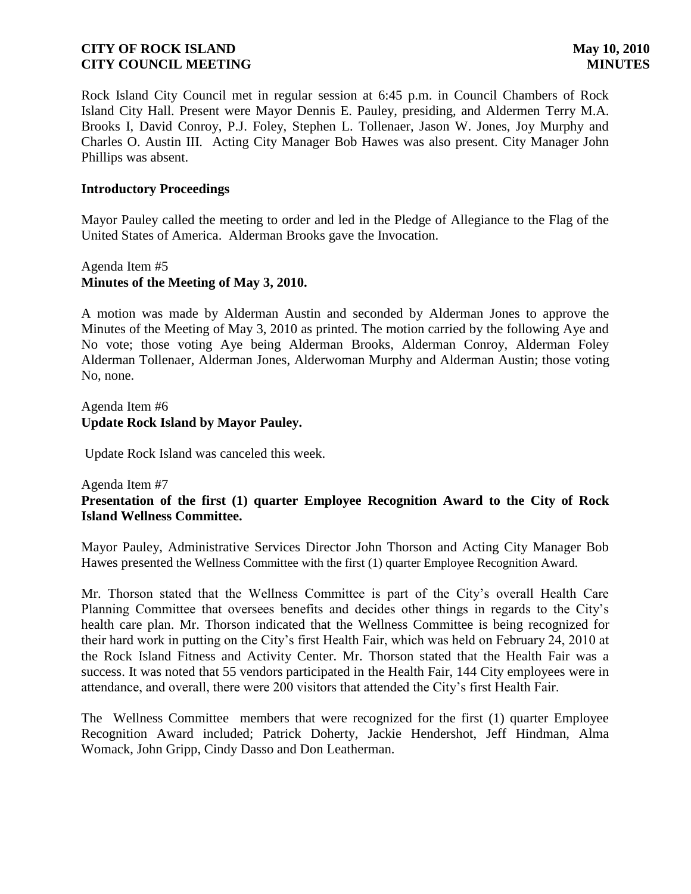Rock Island City Council met in regular session at 6:45 p.m. in Council Chambers of Rock Island City Hall. Present were Mayor Dennis E. Pauley, presiding, and Aldermen Terry M.A. Brooks I, David Conroy, P.J. Foley, Stephen L. Tollenaer, Jason W. Jones, Joy Murphy and Charles O. Austin III. Acting City Manager Bob Hawes was also present. City Manager John Phillips was absent.

## Introductory Proceedings

Mayor Pauley called the meeting to order and led in the Pledge of Allegiance to the Flag of the United States of America. Alderman Brooks gave the Invocation.

Agenda Item #5
**Minutes of the Meeting of May 3, 2010.**

A motion was made by Alderman Austin and seconded by Alderman Jones to approve the Minutes of the Meeting of May 3, 2010 as printed. The motion carried by the following Aye and No vote; those voting Aye being Alderman Brooks, Alderman Conroy, Alderman Foley Alderman Tollenaer, Alderman Jones, Alderwoman Murphy and Alderman Austin; those voting No, none.

Agenda Item #6
**Update Rock Island by Mayor Pauley.**

Update Rock Island was canceled this week.

Agenda Item #7
**Presentation of the first (1) quarter Employee Recognition Award to the City of Rock Island Wellness Committee.**

Mayor Pauley, Administrative Services Director John Thorson and Acting City Manager Bob Hawes presented the Wellness Committee with the first (1) quarter Employee Recognition Award.

Mr. Thorson stated that the Wellness Committee is part of the City's overall Health Care Planning Committee that oversees benefits and decides other things in regards to the City's health care plan. Mr. Thorson indicated that the Wellness Committee is being recognized for their hard work in putting on the City's first Health Fair, which was held on February 24, 2010 at the Rock Island Fitness and Activity Center. Mr. Thorson stated that the Health Fair was a success. It was noted that 55 vendors participated in the Health Fair, 144 City employees were in attendance, and overall, there were 200 visitors that attended the City's first Health Fair.

The Wellness Committee members that were recognized for the first (1) quarter Employee Recognition Award included; Patrick Doherty, Jackie Hendershot, Jeff Hindman, Alma Womack, John Gripp, Cindy Dasso and Don Leatherman.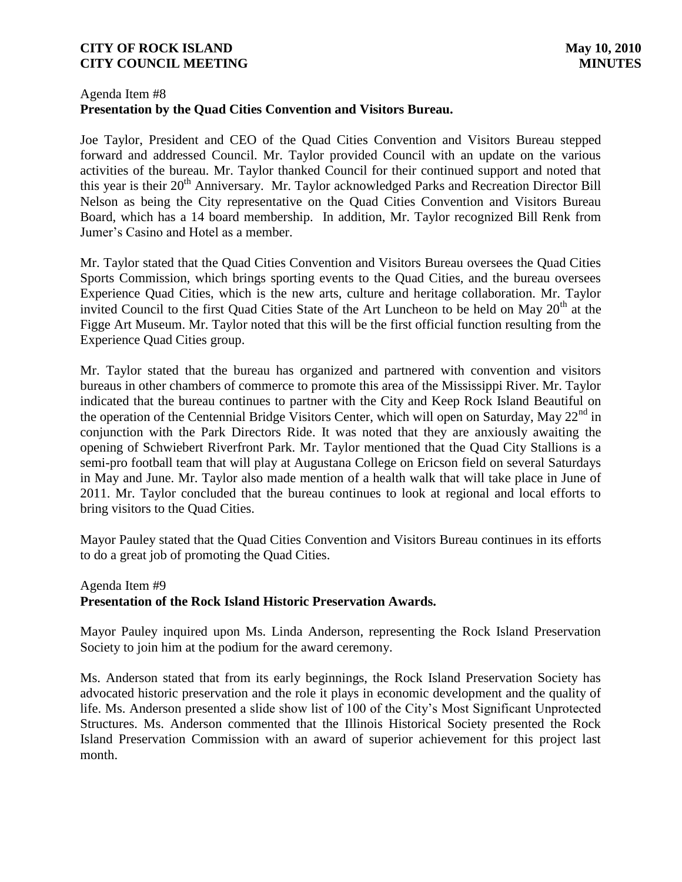Agenda Item #8
**Presentation by the Quad Cities Convention and Visitors Bureau.**

Joe Taylor, President and CEO of the Quad Cities Convention and Visitors Bureau stepped forward and addressed Council. Mr. Taylor provided Council with an update on the various activities of the bureau. Mr. Taylor thanked Council for their continued support and noted that this year is their 20th Anniversary. Mr. Taylor acknowledged Parks and Recreation Director Bill Nelson as being the City representative on the Quad Cities Convention and Visitors Bureau Board, which has a 14 board membership. In addition, Mr. Taylor recognized Bill Renk from Jumer's Casino and Hotel as a member.

Mr. Taylor stated that the Quad Cities Convention and Visitors Bureau oversees the Quad Cities Sports Commission, which brings sporting events to the Quad Cities, and the bureau oversees Experience Quad Cities, which is the new arts, culture and heritage collaboration. Mr. Taylor invited Council to the first Quad Cities State of the Art Luncheon to be held on May 20th at the Figge Art Museum. Mr. Taylor noted that this will be the first official function resulting from the Experience Quad Cities group.

Mr. Taylor stated that the bureau has organized and partnered with convention and visitors bureaus in other chambers of commerce to promote this area of the Mississippi River. Mr. Taylor indicated that the bureau continues to partner with the City and Keep Rock Island Beautiful on the operation of the Centennial Bridge Visitors Center, which will open on Saturday, May 22nd in conjunction with the Park Directors Ride. It was noted that they are anxiously awaiting the opening of Schwiebert Riverfront Park. Mr. Taylor mentioned that the Quad City Stallions is a semi-pro football team that will play at Augustana College on Ericson field on several Saturdays in May and June. Mr. Taylor also made mention of a health walk that will take place in June of 2011. Mr. Taylor concluded that the bureau continues to look at regional and local efforts to bring visitors to the Quad Cities.

Mayor Pauley stated that the Quad Cities Convention and Visitors Bureau continues in its efforts to do a great job of promoting the Quad Cities.

Agenda Item #9
**Presentation of the Rock Island Historic Preservation Awards.**

Mayor Pauley inquired upon Ms. Linda Anderson, representing the Rock Island Preservation Society to join him at the podium for the award ceremony.

Ms. Anderson stated that from its early beginnings, the Rock Island Preservation Society has advocated historic preservation and the role it plays in economic development and the quality of life. Ms. Anderson presented a slide show list of 100 of the City's Most Significant Unprotected Structures. Ms. Anderson commented that the Illinois Historical Society presented the Rock Island Preservation Commission with an award of superior achievement for this project last month.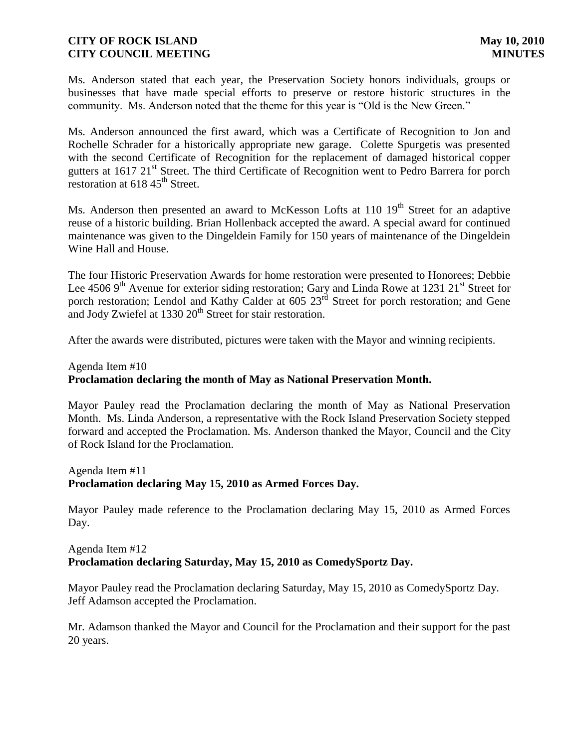Ms. Anderson stated that each year, the Preservation Society honors individuals, groups or businesses that have made special efforts to preserve or restore historic structures in the community. Ms. Anderson noted that the theme for this year is "Old is the New Green."

Ms. Anderson announced the first award, which was a Certificate of Recognition to Jon and Rochelle Schrader for a historically appropriate new garage. Colette Spurgetis was presented with the second Certificate of Recognition for the replacement of damaged historical copper gutters at 1617 21st Street. The third Certificate of Recognition went to Pedro Barrera for porch restoration at 618 45th Street.

Ms. Anderson then presented an award to McKesson Lofts at 110 19th Street for an adaptive reuse of a historic building. Brian Hollenback accepted the award. A special award for continued maintenance was given to the Dingeldein Family for 150 years of maintenance of the Dingeldein Wine Hall and House.

The four Historic Preservation Awards for home restoration were presented to Honorees; Debbie Lee 4506 9th Avenue for exterior siding restoration; Gary and Linda Rowe at 1231 21st Street for porch restoration; Lendol and Kathy Calder at 605 23rd Street for porch restoration; and Gene and Jody Zwiefel at 1330 20th Street for stair restoration.

After the awards were distributed, pictures were taken with the Mayor and winning recipients.

Agenda Item #10
**Proclamation declaring the month of May as National Preservation Month.**

Mayor Pauley read the Proclamation declaring the month of May as National Preservation Month. Ms. Linda Anderson, a representative with the Rock Island Preservation Society stepped forward and accepted the Proclamation. Ms. Anderson thanked the Mayor, Council and the City of Rock Island for the Proclamation.

Agenda Item #11
**Proclamation declaring May 15, 2010 as Armed Forces Day.**

Mayor Pauley made reference to the Proclamation declaring May 15, 2010 as Armed Forces Day.

Agenda Item #12
**Proclamation declaring Saturday, May 15, 2010 as ComedySportz Day.**

Mayor Pauley read the Proclamation declaring Saturday, May 15, 2010 as ComedySportz Day. Jeff Adamson accepted the Proclamation.

Mr. Adamson thanked the Mayor and Council for the Proclamation and their support for the past 20 years.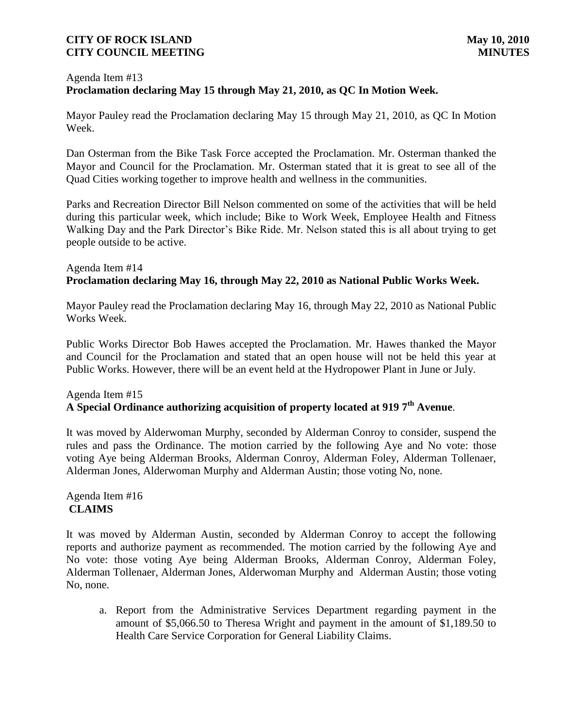Agenda Item #13
**Proclamation declaring May 15 through May 21, 2010, as QC In Motion Week.**

Mayor Pauley read the Proclamation declaring May 15 through May 21, 2010, as QC In Motion Week.

Dan Osterman from the Bike Task Force accepted the Proclamation. Mr. Osterman thanked the Mayor and Council for the Proclamation. Mr. Osterman stated that it is great to see all of the Quad Cities working together to improve health and wellness in the communities.

Parks and Recreation Director Bill Nelson commented on some of the activities that will be held during this particular week, which include; Bike to Work Week, Employee Health and Fitness Walking Day and the Park Director's Bike Ride. Mr. Nelson stated this is all about trying to get people outside to be active.

Agenda Item #14
**Proclamation declaring May 16, through May 22, 2010 as National Public Works Week.**

Mayor Pauley read the Proclamation declaring May 16, through May 22, 2010 as National Public Works Week.

Public Works Director Bob Hawes accepted the Proclamation. Mr. Hawes thanked the Mayor and Council for the Proclamation and stated that an open house will not be held this year at Public Works. However, there will be an event held at the Hydropower Plant in June or July.

Agenda Item #15
**A Special Ordinance authorizing acquisition of property located at 919 7th Avenue**.

It was moved by Alderwoman Murphy, seconded by Alderman Conroy to consider, suspend the rules and pass the Ordinance. The motion carried by the following Aye and No vote: those voting Aye being Alderman Brooks, Alderman Conroy, Alderman Foley, Alderman Tollenaer, Alderman Jones, Alderwoman Murphy and Alderman Austin; those voting No, none.

Agenda Item #16
**CLAIMS**

It was moved by Alderman Austin, seconded by Alderman Conroy to accept the following reports and authorize payment as recommended. The motion carried by the following Aye and No vote: those voting Aye being Alderman Brooks, Alderman Conroy, Alderman Foley, Alderman Tollenaer, Alderman Jones, Alderwoman Murphy and Alderman Austin; those voting No, none.

a. Report from the Administrative Services Department regarding payment in the amount of $5,066.50 to Theresa Wright and payment in the amount of $1,189.50 to Health Care Service Corporation for General Liability Claims.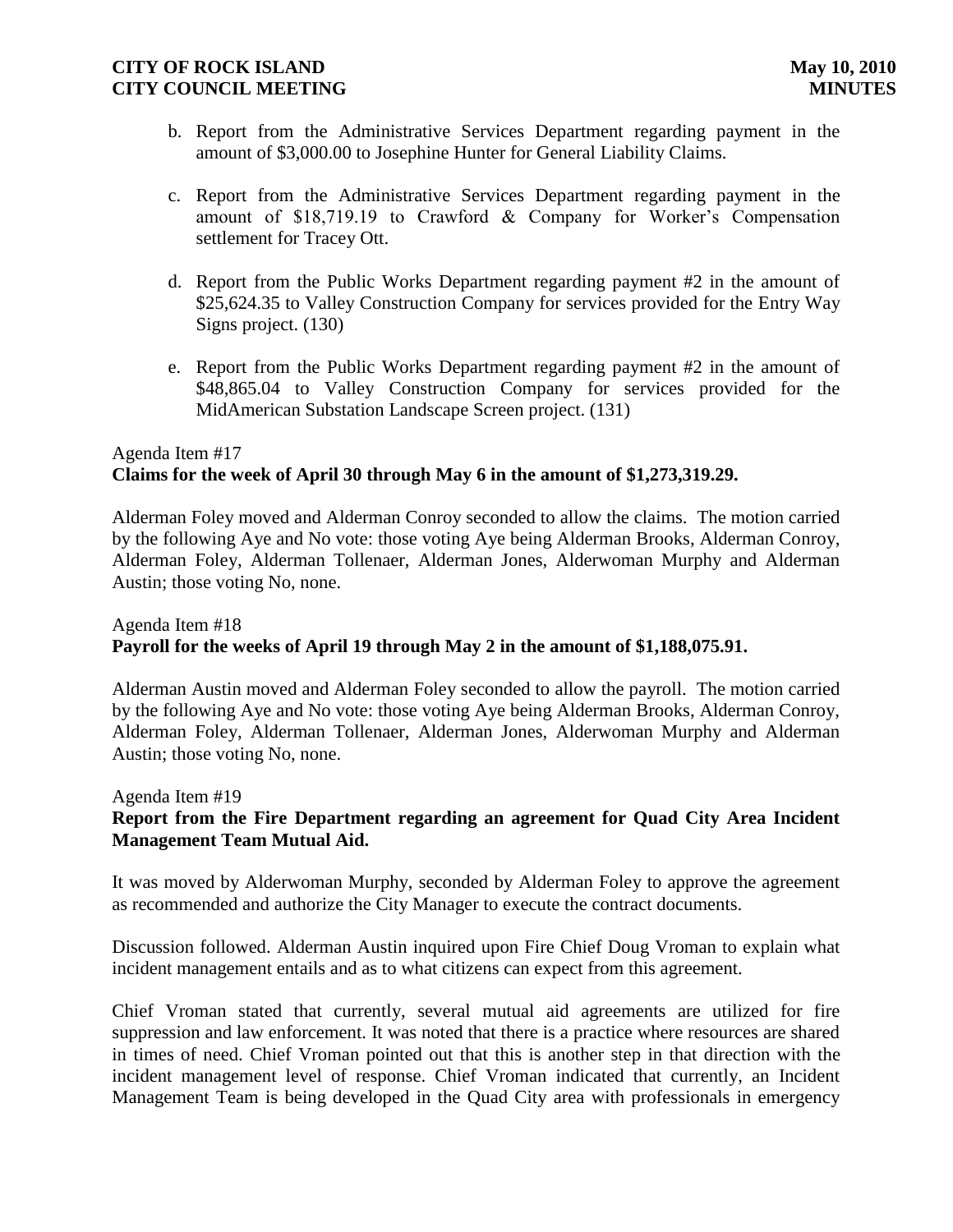b. Report from the Administrative Services Department regarding payment in the amount of $3,000.00 to Josephine Hunter for General Liability Claims.

c. Report from the Administrative Services Department regarding payment in the amount of $18,719.19 to Crawford & Company for Worker's Compensation settlement for Tracey Ott.

d. Report from the Public Works Department regarding payment #2 in the amount of $25,624.35 to Valley Construction Company for services provided for the Entry Way Signs project. (130)

e. Report from the Public Works Department regarding payment #2 in the amount of $48,865.04 to Valley Construction Company for services provided for the MidAmerican Substation Landscape Screen project. (131)

Agenda Item #17
**Claims for the week of April 30 through May 6 in the amount of $1,273,319.29.**

Alderman Foley moved and Alderman Conroy seconded to allow the claims. The motion carried by the following Aye and No vote: those voting Aye being Alderman Brooks, Alderman Conroy, Alderman Foley, Alderman Tollenaer, Alderman Jones, Alderwoman Murphy and Alderman Austin; those voting No, none.

Agenda Item #18
**Payroll for the weeks of April 19 through May 2 in the amount of $1,188,075.91.**

Alderman Austin moved and Alderman Foley seconded to allow the payroll. The motion carried by the following Aye and No vote: those voting Aye being Alderman Brooks, Alderman Conroy, Alderman Foley, Alderman Tollenaer, Alderman Jones, Alderwoman Murphy and Alderman Austin; those voting No, none.

Agenda Item #19
**Report from the Fire Department regarding an agreement for Quad City Area Incident Management Team Mutual Aid.**

It was moved by Alderwoman Murphy, seconded by Alderman Foley to approve the agreement as recommended and authorize the City Manager to execute the contract documents.

Discussion followed. Alderman Austin inquired upon Fire Chief Doug Vroman to explain what incident management entails and as to what citizens can expect from this agreement.

Chief Vroman stated that currently, several mutual aid agreements are utilized for fire suppression and law enforcement. It was noted that there is a practice where resources are shared in times of need. Chief Vroman pointed out that this is another step in that direction with the incident management level of response. Chief Vroman indicated that currently, an Incident Management Team is being developed in the Quad City area with professionals in emergency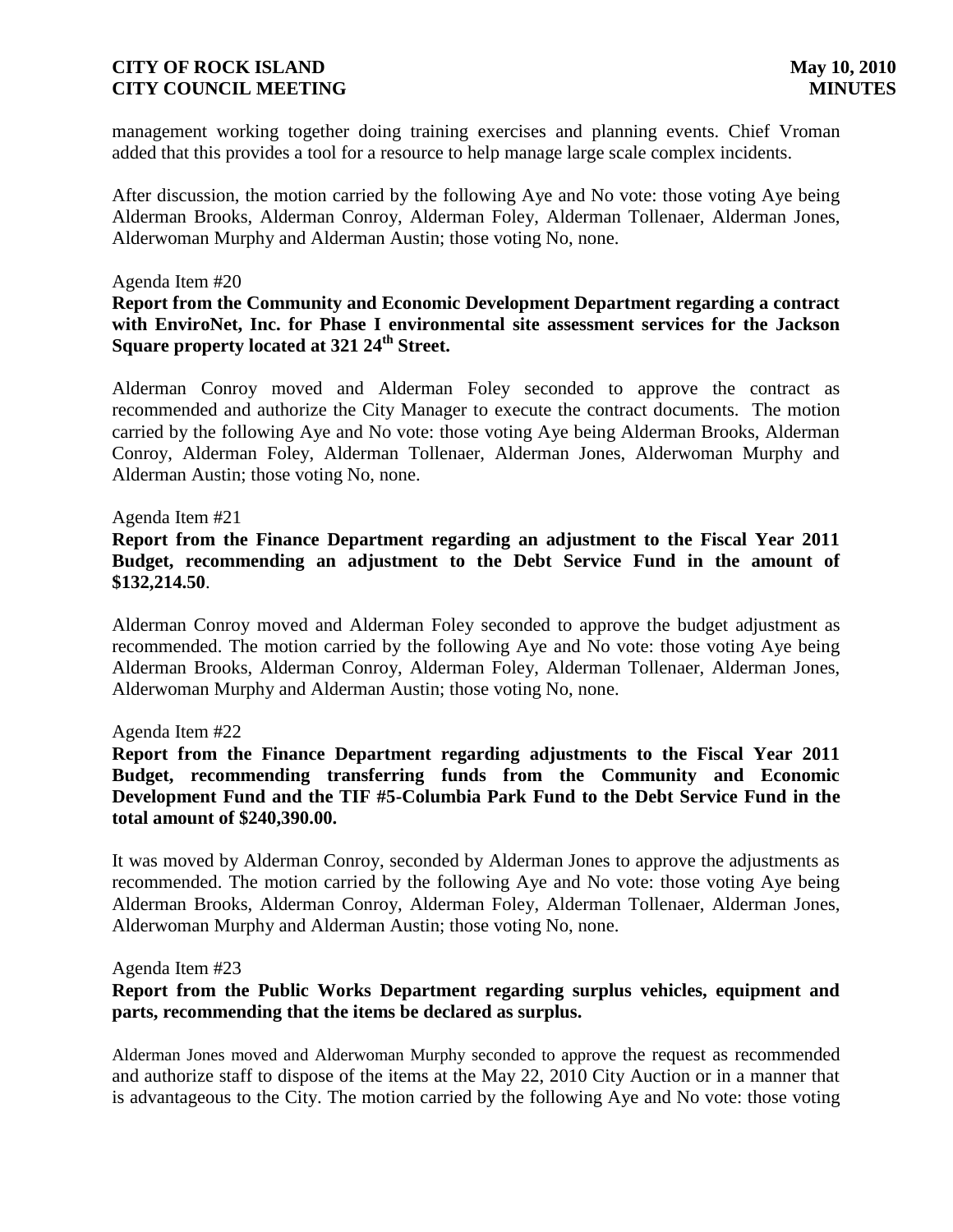management working together doing training exercises and planning events. Chief Vroman added that this provides a tool for a resource to help manage large scale complex incidents.

After discussion, the motion carried by the following Aye and No vote: those voting Aye being Alderman Brooks, Alderman Conroy, Alderman Foley, Alderman Tollenaer, Alderman Jones, Alderwoman Murphy and Alderman Austin; those voting No, none.

Agenda Item #20

**Report from the Community and Economic Development Department regarding a contract with EnviroNet, Inc. for Phase I environmental site assessment services for the Jackson Square property located at 321 24th Street.**

Alderman Conroy moved and Alderman Foley seconded to approve the contract as recommended and authorize the City Manager to execute the contract documents. The motion carried by the following Aye and No vote: those voting Aye being Alderman Brooks, Alderman Conroy, Alderman Foley, Alderman Tollenaer, Alderman Jones, Alderwoman Murphy and Alderman Austin; those voting No, none.

Agenda Item #21

**Report from the Finance Department regarding an adjustment to the Fiscal Year 2011 Budget, recommending an adjustment to the Debt Service Fund in the amount of $132,214.50**.

Alderman Conroy moved and Alderman Foley seconded to approve the budget adjustment as recommended. The motion carried by the following Aye and No vote: those voting Aye being Alderman Brooks, Alderman Conroy, Alderman Foley, Alderman Tollenaer, Alderman Jones, Alderwoman Murphy and Alderman Austin; those voting No, none.

Agenda Item #22

**Report from the Finance Department regarding adjustments to the Fiscal Year 2011 Budget, recommending transferring funds from the Community and Economic Development Fund and the TIF #5-Columbia Park Fund to the Debt Service Fund in the total amount of $240,390.00.**

It was moved by Alderman Conroy, seconded by Alderman Jones to approve the adjustments as recommended. The motion carried by the following Aye and No vote: those voting Aye being Alderman Brooks, Alderman Conroy, Alderman Foley, Alderman Tollenaer, Alderman Jones, Alderwoman Murphy and Alderman Austin; those voting No, none.

Agenda Item #23

**Report from the Public Works Department regarding surplus vehicles, equipment and parts, recommending that the items be declared as surplus.**

Alderman Jones moved and Alderwoman Murphy seconded to approve the request as recommended and authorize staff to dispose of the items at the May 22, 2010 City Auction or in a manner that is advantageous to the City. The motion carried by the following Aye and No vote: those voting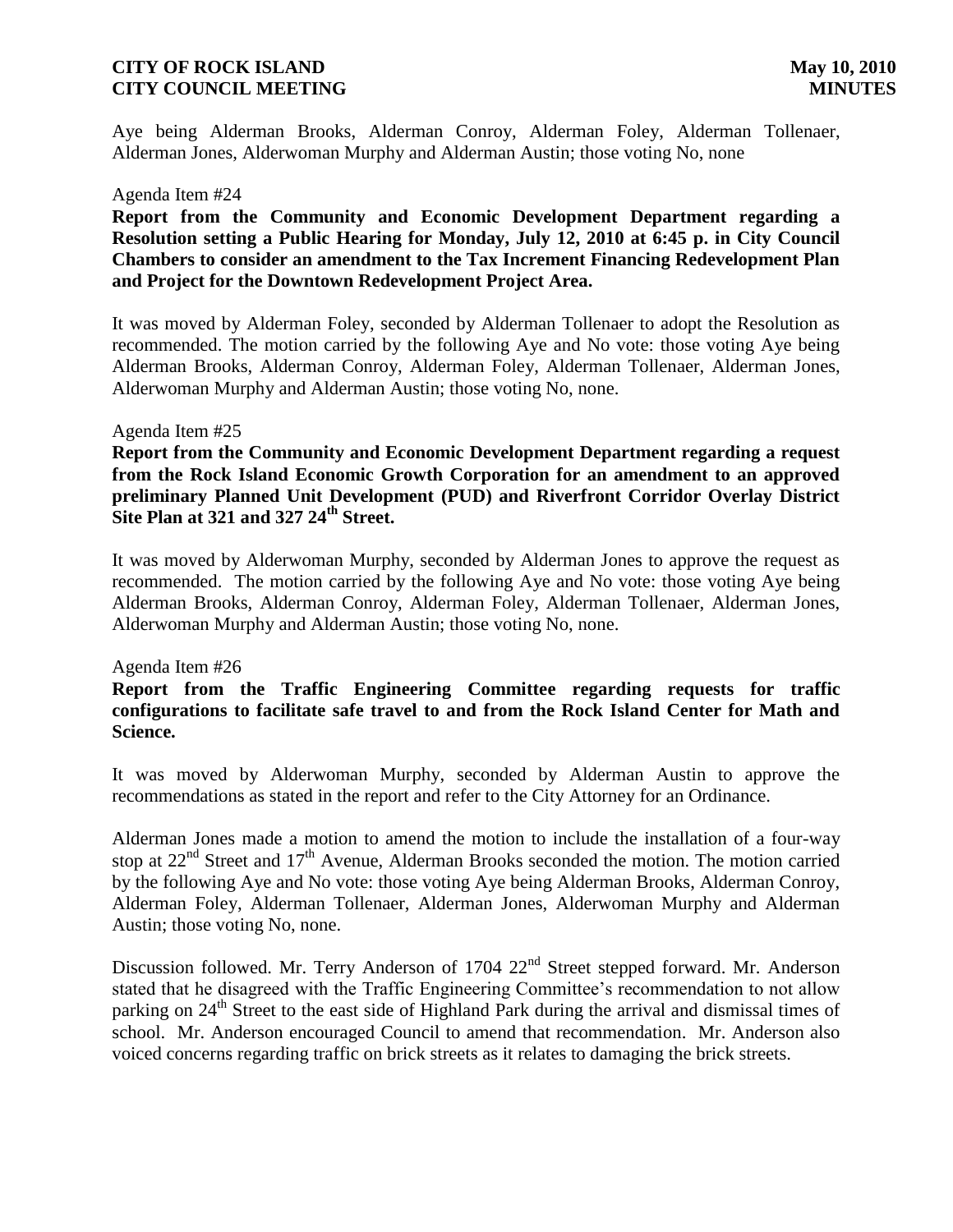Aye being Alderman Brooks, Alderman Conroy, Alderman Foley, Alderman Tollenaer, Alderman Jones, Alderwoman Murphy and Alderman Austin; those voting No, none

Agenda Item #24

**Report from the Community and Economic Development Department regarding a Resolution setting a Public Hearing for Monday, July 12, 2010 at 6:45 p. in City Council Chambers to consider an amendment to the Tax Increment Financing Redevelopment Plan and Project for the Downtown Redevelopment Project Area.**

It was moved by Alderman Foley, seconded by Alderman Tollenaer to adopt the Resolution as recommended. The motion carried by the following Aye and No vote: those voting Aye being Alderman Brooks, Alderman Conroy, Alderman Foley, Alderman Tollenaer, Alderman Jones, Alderwoman Murphy and Alderman Austin; those voting No, none.

Agenda Item #25

**Report from the Community and Economic Development Department regarding a request from the Rock Island Economic Growth Corporation for an amendment to an approved preliminary Planned Unit Development (PUD) and Riverfront Corridor Overlay District Site Plan at 321 and 327 24th Street.**

It was moved by Alderwoman Murphy, seconded by Alderman Jones to approve the request as recommended. The motion carried by the following Aye and No vote: those voting Aye being Alderman Brooks, Alderman Conroy, Alderman Foley, Alderman Tollenaer, Alderman Jones, Alderwoman Murphy and Alderman Austin; those voting No, none.

Agenda Item #26

**Report from the Traffic Engineering Committee regarding requests for traffic configurations to facilitate safe travel to and from the Rock Island Center for Math and Science.**

It was moved by Alderwoman Murphy, seconded by Alderman Austin to approve the recommendations as stated in the report and refer to the City Attorney for an Ordinance.

Alderman Jones made a motion to amend the motion to include the installation of a four-way stop at 22nd Street and 17th Avenue, Alderman Brooks seconded the motion. The motion carried by the following Aye and No vote: those voting Aye being Alderman Brooks, Alderman Conroy, Alderman Foley, Alderman Tollenaer, Alderman Jones, Alderwoman Murphy and Alderman Austin; those voting No, none.

Discussion followed. Mr. Terry Anderson of 1704 22nd Street stepped forward. Mr. Anderson stated that he disagreed with the Traffic Engineering Committee's recommendation to not allow parking on 24th Street to the east side of Highland Park during the arrival and dismissal times of school. Mr. Anderson encouraged Council to amend that recommendation. Mr. Anderson also voiced concerns regarding traffic on brick streets as it relates to damaging the brick streets.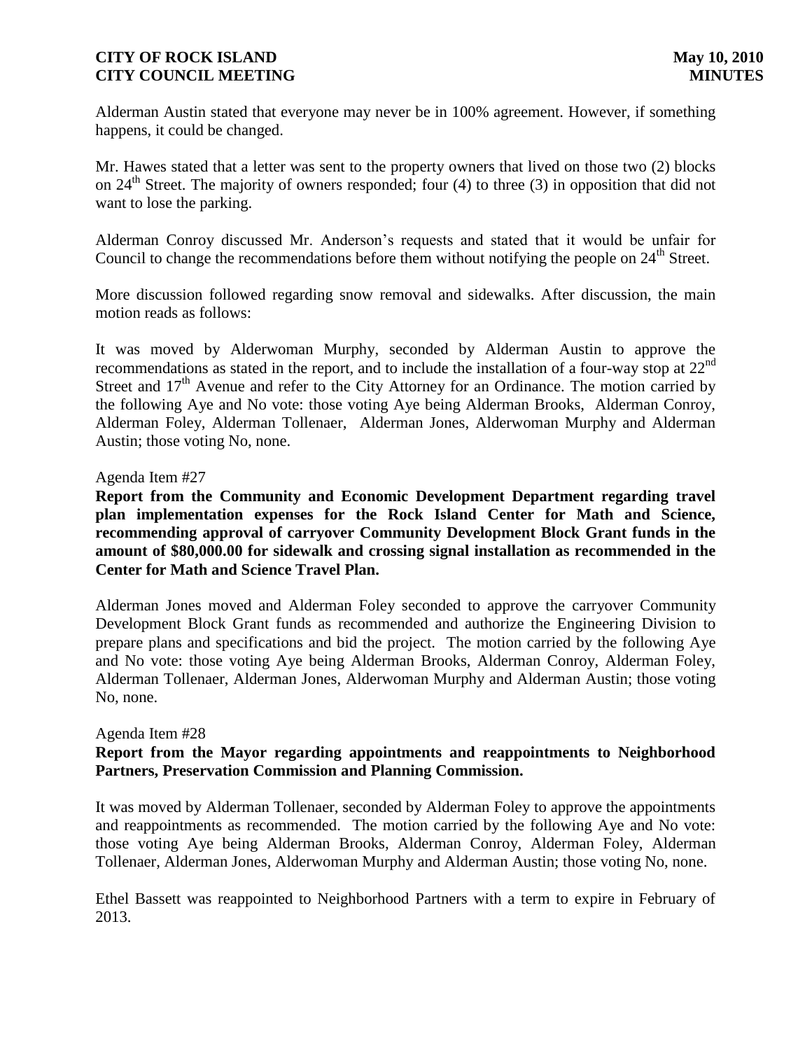Alderman Austin stated that everyone may never be in 100% agreement. However, if something happens, it could be changed.

Mr. Hawes stated that a letter was sent to the property owners that lived on those two (2) blocks on 24th Street. The majority of owners responded; four (4) to three (3) in opposition that did not want to lose the parking.

Alderman Conroy discussed Mr. Anderson's requests and stated that it would be unfair for Council to change the recommendations before them without notifying the people on 24th Street.

More discussion followed regarding snow removal and sidewalks. After discussion, the main motion reads as follows:

It was moved by Alderwoman Murphy, seconded by Alderman Austin to approve the recommendations as stated in the report, and to include the installation of a four-way stop at 22nd Street and 17th Avenue and refer to the City Attorney for an Ordinance. The motion carried by the following Aye and No vote: those voting Aye being Alderman Brooks, Alderman Conroy, Alderman Foley, Alderman Tollenaer, Alderman Jones, Alderwoman Murphy and Alderman Austin; those voting No, none.

Agenda Item #27

**Report from the Community and Economic Development Department regarding travel plan implementation expenses for the Rock Island Center for Math and Science, recommending approval of carryover Community Development Block Grant funds in the amount of $80,000.00 for sidewalk and crossing signal installation as recommended in the Center for Math and Science Travel Plan.**

Alderman Jones moved and Alderman Foley seconded to approve the carryover Community Development Block Grant funds as recommended and authorize the Engineering Division to prepare plans and specifications and bid the project. The motion carried by the following Aye and No vote: those voting Aye being Alderman Brooks, Alderman Conroy, Alderman Foley, Alderman Tollenaer, Alderman Jones, Alderwoman Murphy and Alderman Austin; those voting No, none.

Agenda Item #28

**Report from the Mayor regarding appointments and reappointments to Neighborhood Partners, Preservation Commission and Planning Commission.**

It was moved by Alderman Tollenaer, seconded by Alderman Foley to approve the appointments and reappointments as recommended. The motion carried by the following Aye and No vote: those voting Aye being Alderman Brooks, Alderman Conroy, Alderman Foley, Alderman Tollenaer, Alderman Jones, Alderwoman Murphy and Alderman Austin; those voting No, none.

Ethel Bassett was reappointed to Neighborhood Partners with a term to expire in February of 2013.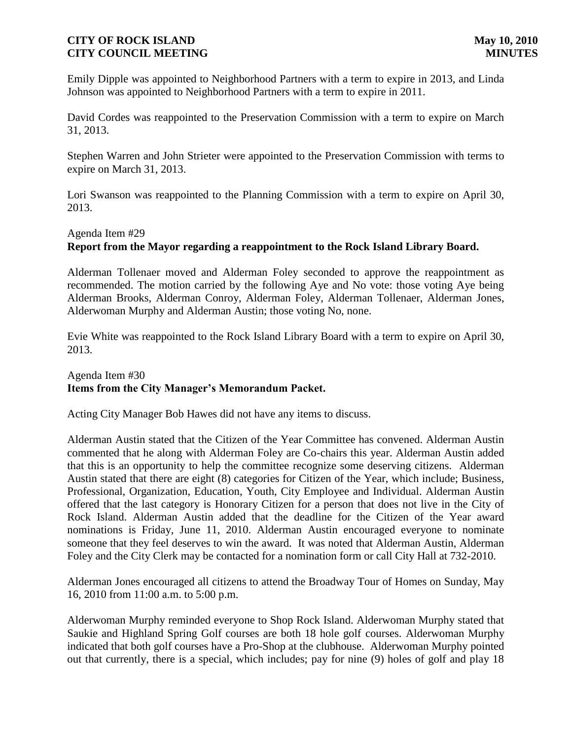Emily Dipple was appointed to Neighborhood Partners with a term to expire in 2013, and Linda Johnson was appointed to Neighborhood Partners with a term to expire in 2011.

David Cordes was reappointed to the Preservation Commission with a term to expire on March 31, 2013.

Stephen Warren and John Strieter were appointed to the Preservation Commission with terms to expire on March 31, 2013.

Lori Swanson was reappointed to the Planning Commission with a term to expire on April 30, 2013.

Agenda Item #29
**Report from the Mayor regarding a reappointment to the Rock Island Library Board.**

Alderman Tollenaer moved and Alderman Foley seconded to approve the reappointment as recommended. The motion carried by the following Aye and No vote: those voting Aye being Alderman Brooks, Alderman Conroy, Alderman Foley, Alderman Tollenaer, Alderman Jones, Alderwoman Murphy and Alderman Austin; those voting No, none.

Evie White was reappointed to the Rock Island Library Board with a term to expire on April 30, 2013.

Agenda Item #30
**Items from the City Manager's Memorandum Packet.**

Acting City Manager Bob Hawes did not have any items to discuss.

Alderman Austin stated that the Citizen of the Year Committee has convened. Alderman Austin commented that he along with Alderman Foley are Co-chairs this year. Alderman Austin added that this is an opportunity to help the committee recognize some deserving citizens. Alderman Austin stated that there are eight (8) categories for Citizen of the Year, which include; Business, Professional, Organization, Education, Youth, City Employee and Individual. Alderman Austin offered that the last category is Honorary Citizen for a person that does not live in the City of Rock Island. Alderman Austin added that the deadline for the Citizen of the Year award nominations is Friday, June 11, 2010. Alderman Austin encouraged everyone to nominate someone that they feel deserves to win the award. It was noted that Alderman Austin, Alderman Foley and the City Clerk may be contacted for a nomination form or call City Hall at 732-2010.

Alderman Jones encouraged all citizens to attend the Broadway Tour of Homes on Sunday, May 16, 2010 from 11:00 a.m. to 5:00 p.m.

Alderwoman Murphy reminded everyone to Shop Rock Island. Alderwoman Murphy stated that Saukie and Highland Spring Golf courses are both 18 hole golf courses. Alderwoman Murphy indicated that both golf courses have a Pro-Shop at the clubhouse. Alderwoman Murphy pointed out that currently, there is a special, which includes; pay for nine (9) holes of golf and play 18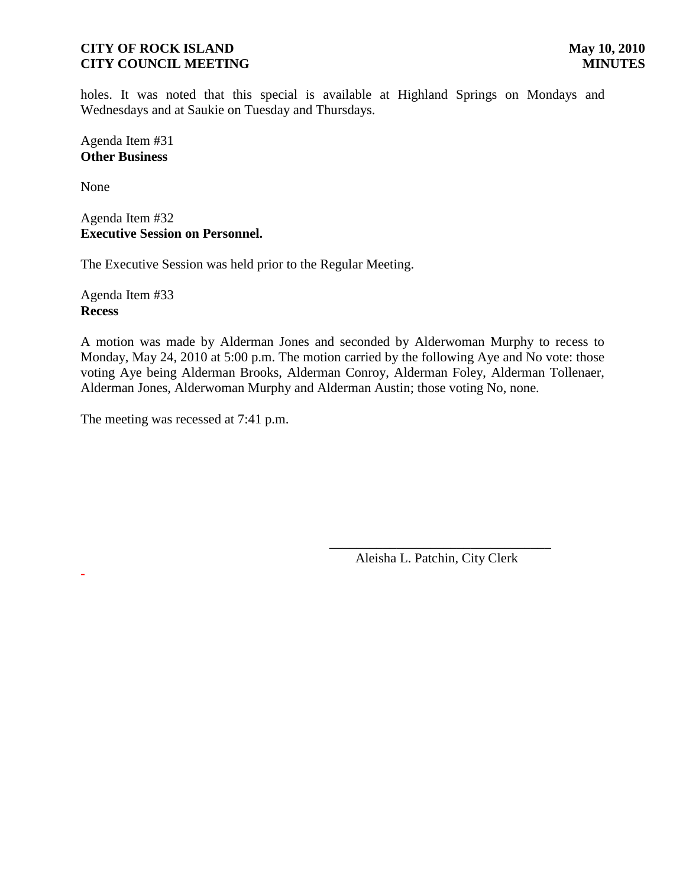holes. It was noted that this special is available at Highland Springs on Mondays and Wednesdays and at Saukie on Tuesday and Thursdays.

Agenda Item #31
**Other Business**

None

Agenda Item #32
**Executive Session on Personnel.**

The Executive Session was held prior to the Regular Meeting.

Agenda Item #33
**Recess**

A motion was made by Alderman Jones and seconded by Alderwoman Murphy to recess to Monday, May 24, 2010 at 5:00 p.m. The motion carried by the following Aye and No vote: those voting Aye being Alderman Brooks, Alderman Conroy, Alderman Foley, Alderman Tollenaer, Alderman Jones, Alderwoman Murphy and Alderman Austin; those voting No, none.

The meeting was recessed at 7:41 p.m.

___________________________________
Aleisha L. Patchin, City Clerk